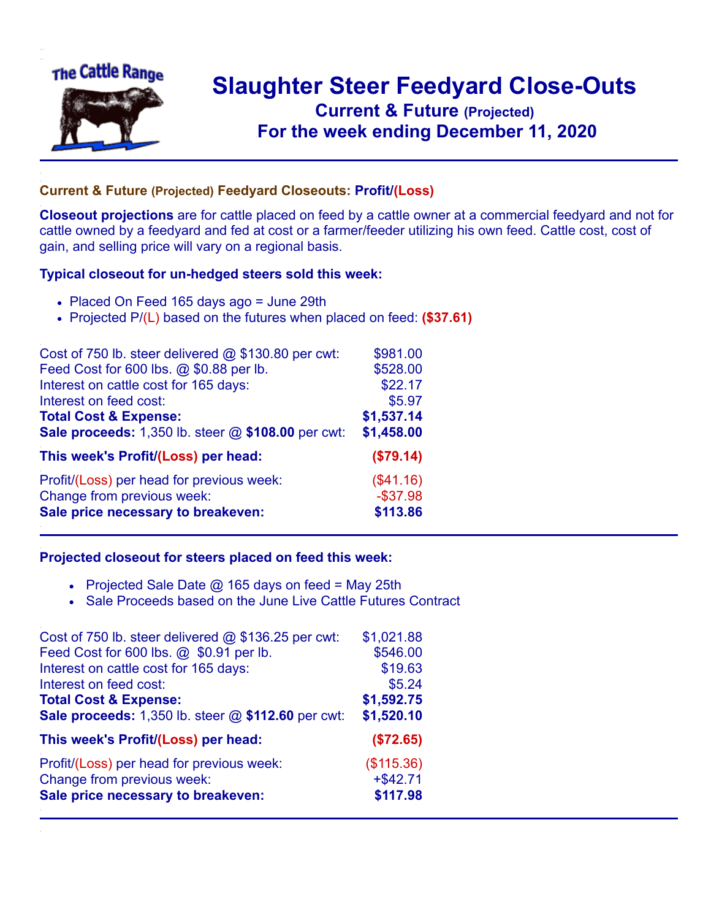The Cattle Range

# Slaughter Steer Feedyard Close-Outs

## Current & Future (Projected)

## For the week ending December 11, 2020

### Current & Future (Projected) Feedyard Closeouts: Profit/(Loss)

**Closeout projections** are for cattle placed on feed by a cattle owner at a commercial feedyard and not for cattle owned by a feedyard and fed at cost or a farmer/feeder utilizing his own feed. Cattle cost, cost of gain, and selling price will vary on a regional basis.

### Typical closeout for un-hedged steers sold this week:

- Placed On Feed 165 days ago = June 29th
- Projected P/(L) based on the futures when placed on feed: **($37.61)**

| | |
|---|---|
| Cost of 750 lb. steer delivered @ $130.80 per cwt: | $981.00 |
| Feed Cost for 600 lbs. @ $0.88 per lb. | $528.00 |
| Interest on cattle cost for 165 days: | $22.17 |
| Interest on feed cost: | $5.97 |
| **Total Cost & Expense:** | **$1,537.14** |
| **Sale proceeds:** 1,350 lb. steer @ **$108.00** per cwt: | **$1,458.00** |
| **This week's Profit/(Loss) per head:** | **($79.14)** |
| Profit/(Loss) per head for previous week: | ($41.16) |
| Change from previous week: | -$37.98 |
| **Sale price necessary to breakeven:** | **$113.86** |

### Projected closeout for steers placed on feed this week:

- Projected Sale Date @ 165 days on feed = May 25th
- Sale Proceeds based on the June Live Cattle Futures Contract

| | |
|---|---|
| Cost of 750 lb. steer delivered @ $136.25 per cwt: | $1,021.88 |
| Feed Cost for 600 lbs. @ $0.91 per lb. | $546.00 |
| Interest on cattle cost for 165 days: | $19.63 |
| Interest on feed cost: | $5.24 |
| **Total Cost & Expense:** | **$1,592.75** |
| **Sale proceeds:** 1,350 lb. steer @ **$112.60** per cwt: | **$1,520.10** |
| **This week's Profit/(Loss) per head:** | **($72.65)** |
| Profit/(Loss) per head for previous week: | ($115.36) |
| Change from previous week: | +$42.71 |
| **Sale price necessary to breakeven:** | **$117.98** |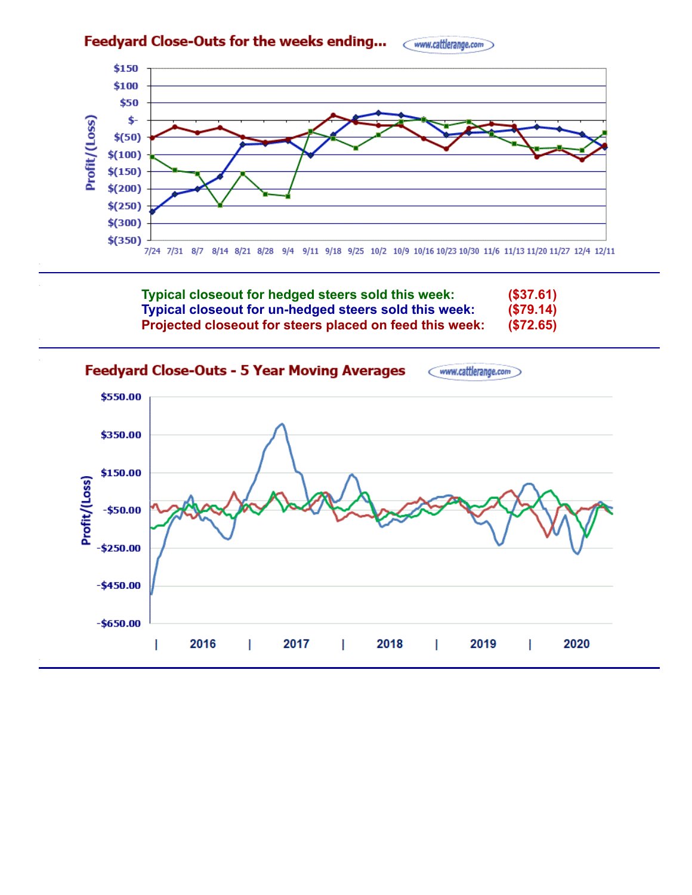## Feedyard Close-Outs for the weeks ending...

www.cattlerange.com

Profit/(Loss)

$150
$100
$50
$-
$(50)
$(100)
$(150)
$(200)
$(250)
$(300)
$(350)

7/24 7/31 8/7 8/14 8/21 8/28 9/4 9/11 9/18 9/25 10/2 10/9 10/16 10/23 10/30 11/6 11/13 11/20 11/27 12/4 12/11

| | |
|---|---|
| **Typical closeout for hedged steers sold this week:** | **($37.61)** |
| **Typical closeout for un-hedged steers sold this week:** | **($79.14)** |
| **Projected closeout for steers placed on feed this week:** | **($72.65)** |

## Feedyard Close-Outs - 5 Year Moving Averages

www.cattlerange.com

Profit/(Loss)

$550.00
$350.00
$150.00
-$50.00
-$250.00
-$450.00
-$650.00

| 2016 | 2017 | 2018 | 2019 | 2020